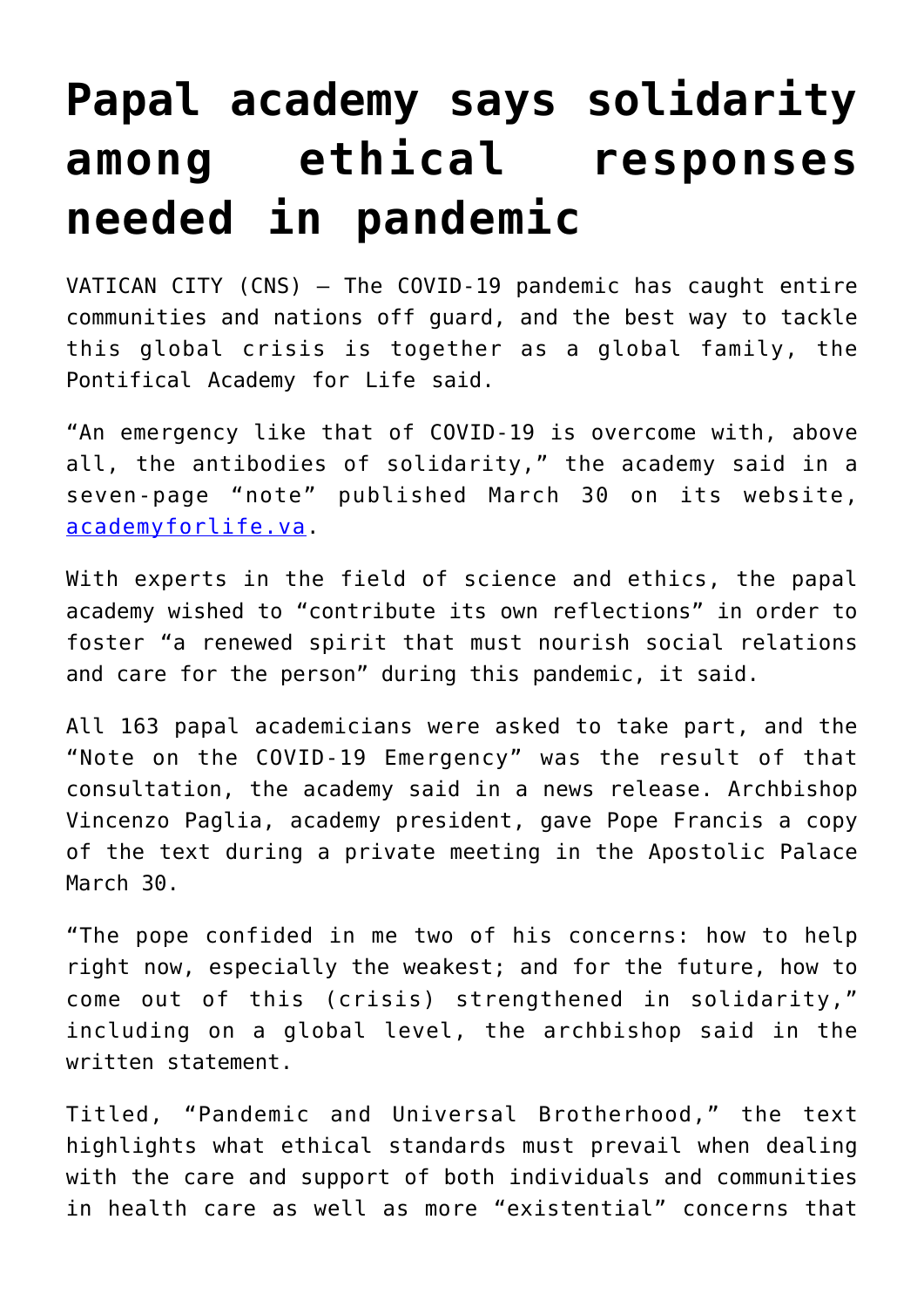# Papal academy says solidarity among ethical responses needed in pandemic

VATICAN CITY (CNS) — The COVID-19 pandemic has caught entire communities and nations off guard, and the best way to tackle this global crisis is together as a global family, the Pontifical Academy for Life said.

"An emergency like that of COVID-19 is overcome with, above all, the antibodies of solidarity," the academy said in a seven-page "note" published March 30 on its website, [academyforlife.va](academyforlife.va).

With experts in the field of science and ethics, the papal academy wished to "contribute its own reflections" in order to foster "a renewed spirit that must nourish social relations and care for the person" during this pandemic, it said.

All 163 papal academicians were asked to take part, and the "Note on the COVID-19 Emergency" was the result of that consultation, the academy said in a news release. Archbishop Vincenzo Paglia, academy president, gave Pope Francis a copy of the text during a private meeting in the Apostolic Palace March 30.

"The pope confided in me two of his concerns: how to help right now, especially the weakest; and for the future, how to come out of this (crisis) strengthened in solidarity," including on a global level, the archbishop said in the written statement.

Titled, "Pandemic and Universal Brotherhood," the text highlights what ethical standards must prevail when dealing with the care and support of both individuals and communities in health care as well as more "existential" concerns that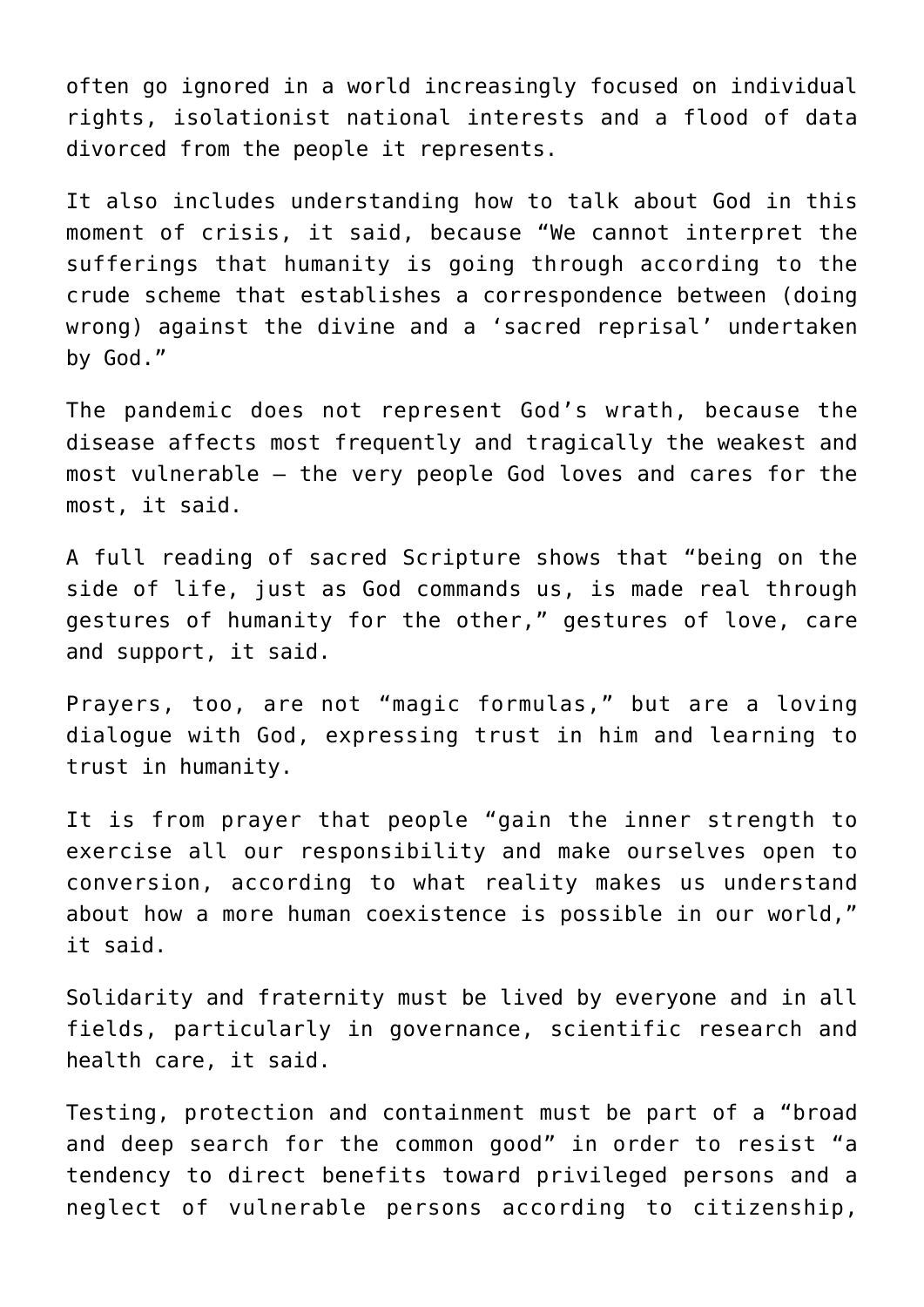often go ignored in a world increasingly focused on individual rights, isolationist national interests and a flood of data divorced from the people it represents.

It also includes understanding how to talk about God in this moment of crisis, it said, because "We cannot interpret the sufferings that humanity is going through according to the crude scheme that establishes a correspondence between (doing wrong) against the divine and a 'sacred reprisal' undertaken by God."

The pandemic does not represent God's wrath, because the disease affects most frequently and tragically the weakest and most vulnerable — the very people God loves and cares for the most, it said.

A full reading of sacred Scripture shows that "being on the side of life, just as God commands us, is made real through gestures of humanity for the other," gestures of love, care and support, it said.

Prayers, too, are not "magic formulas," but are a loving dialogue with God, expressing trust in him and learning to trust in humanity.

It is from prayer that people "gain the inner strength to exercise all our responsibility and make ourselves open to conversion, according to what reality makes us understand about how a more human coexistence is possible in our world," it said.

Solidarity and fraternity must be lived by everyone and in all fields, particularly in governance, scientific research and health care, it said.

Testing, protection and containment must be part of a "broad and deep search for the common good" in order to resist "a tendency to direct benefits toward privileged persons and a neglect of vulnerable persons according to citizenship,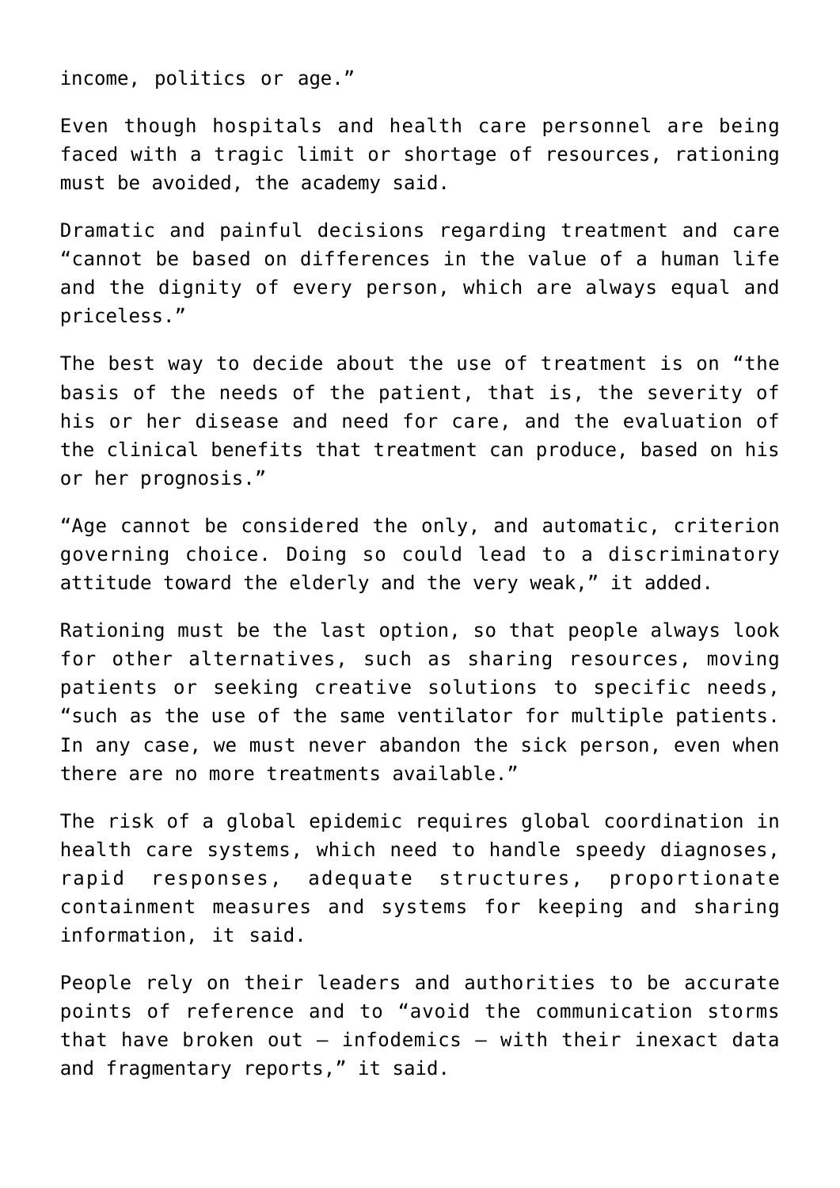income, politics or age."

Even though hospitals and health care personnel are being faced with a tragic limit or shortage of resources, rationing must be avoided, the academy said.

Dramatic and painful decisions regarding treatment and care "cannot be based on differences in the value of a human life and the dignity of every person, which are always equal and priceless."

The best way to decide about the use of treatment is on "the basis of the needs of the patient, that is, the severity of his or her disease and need for care, and the evaluation of the clinical benefits that treatment can produce, based on his or her prognosis."

"Age cannot be considered the only, and automatic, criterion governing choice. Doing so could lead to a discriminatory attitude toward the elderly and the very weak," it added.

Rationing must be the last option, so that people always look for other alternatives, such as sharing resources, moving patients or seeking creative solutions to specific needs, "such as the use of the same ventilator for multiple patients. In any case, we must never abandon the sick person, even when there are no more treatments available."

The risk of a global epidemic requires global coordination in health care systems, which need to handle speedy diagnoses, rapid responses, adequate structures, proportionate containment measures and systems for keeping and sharing information, it said.

People rely on their leaders and authorities to be accurate points of reference and to "avoid the communication storms that have broken out – infodemics – with their inexact data and fragmentary reports," it said.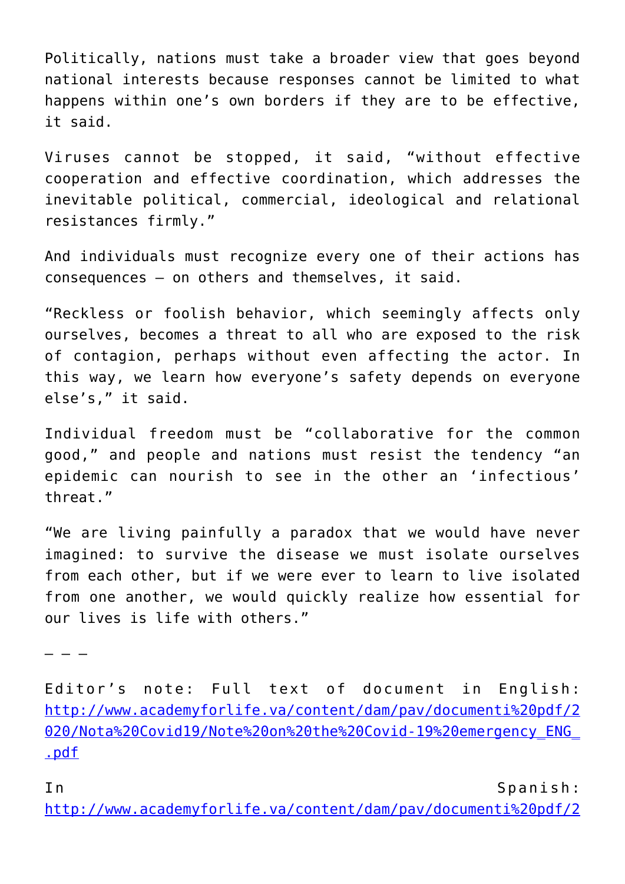Politically, nations must take a broader view that goes beyond national interests because responses cannot be limited to what happens within one's own borders if they are to be effective, it said.

Viruses cannot be stopped, it said, "without effective cooperation and effective coordination, which addresses the inevitable political, commercial, ideological and relational resistances firmly."

And individuals must recognize every one of their actions has consequences — on others and themselves, it said.

"Reckless or foolish behavior, which seemingly affects only ourselves, becomes a threat to all who are exposed to the risk of contagion, perhaps without even affecting the actor. In this way, we learn how everyone's safety depends on everyone else's," it said.

Individual freedom must be "collaborative for the common good," and people and nations must resist the tendency "an epidemic can nourish to see in the other an 'infectious' threat."

"We are living painfully a paradox that we would have never imagined: to survive the disease we must isolate ourselves from each other, but if we were ever to learn to live isolated from one another, we would quickly realize how essential for our lives is life with others."

— — —

Editor's note: Full text of document in English: [http://www.academyforlife.va/content/dam/pav/documenti%20pdf/2020/Nota%20Covid19/Note%20on%20the%20Covid-19%20emergency_ENG_.pdf](http://www.academyforlife.va/content/dam/pav/documenti%20pdf/2020/Nota%20Covid19/Note%20on%20the%20Covid-19%20emergency_ENG_.pdf)

In Spanish: http://www.academyforlife.va/content/dam/pav/documenti%20pdf/2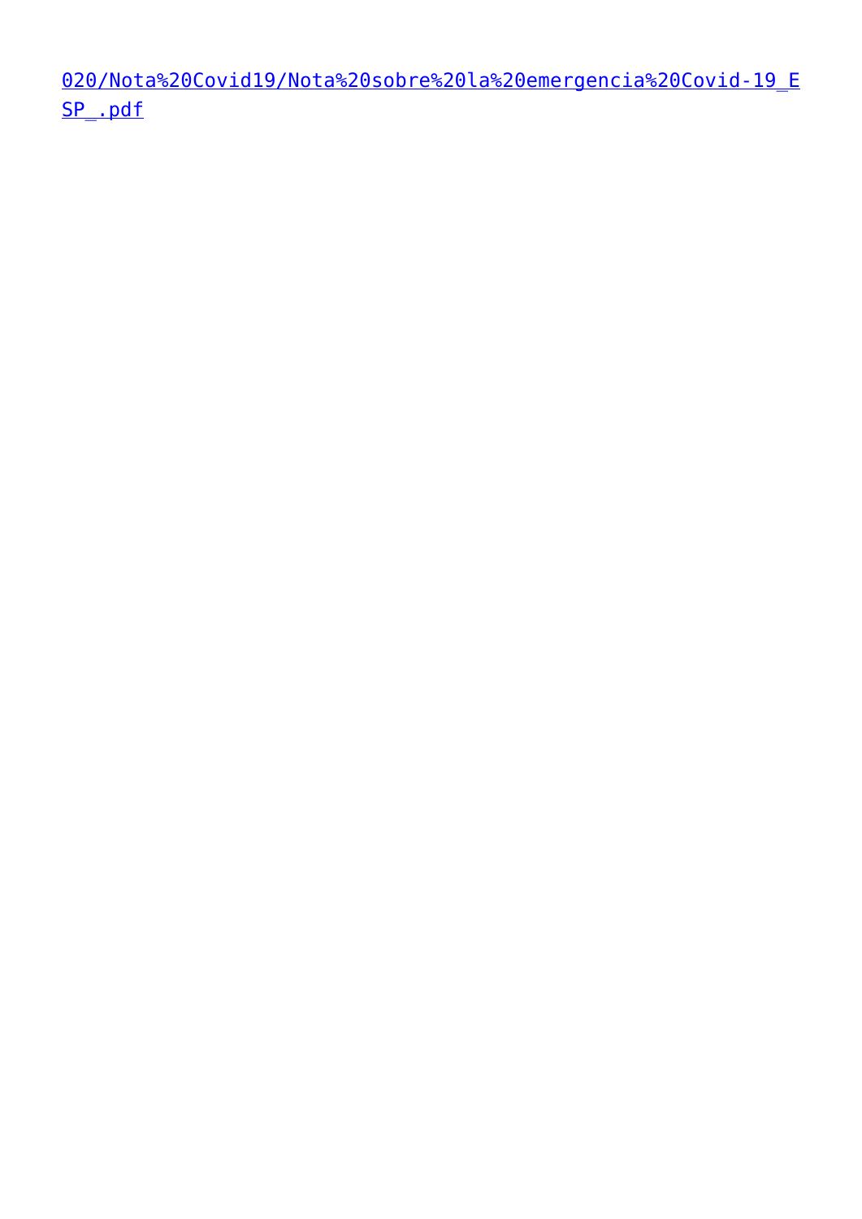020/Nota%20Covid19/Nota%20sobre%20la%20emergencia%20Covid-19_ESP_.pdf